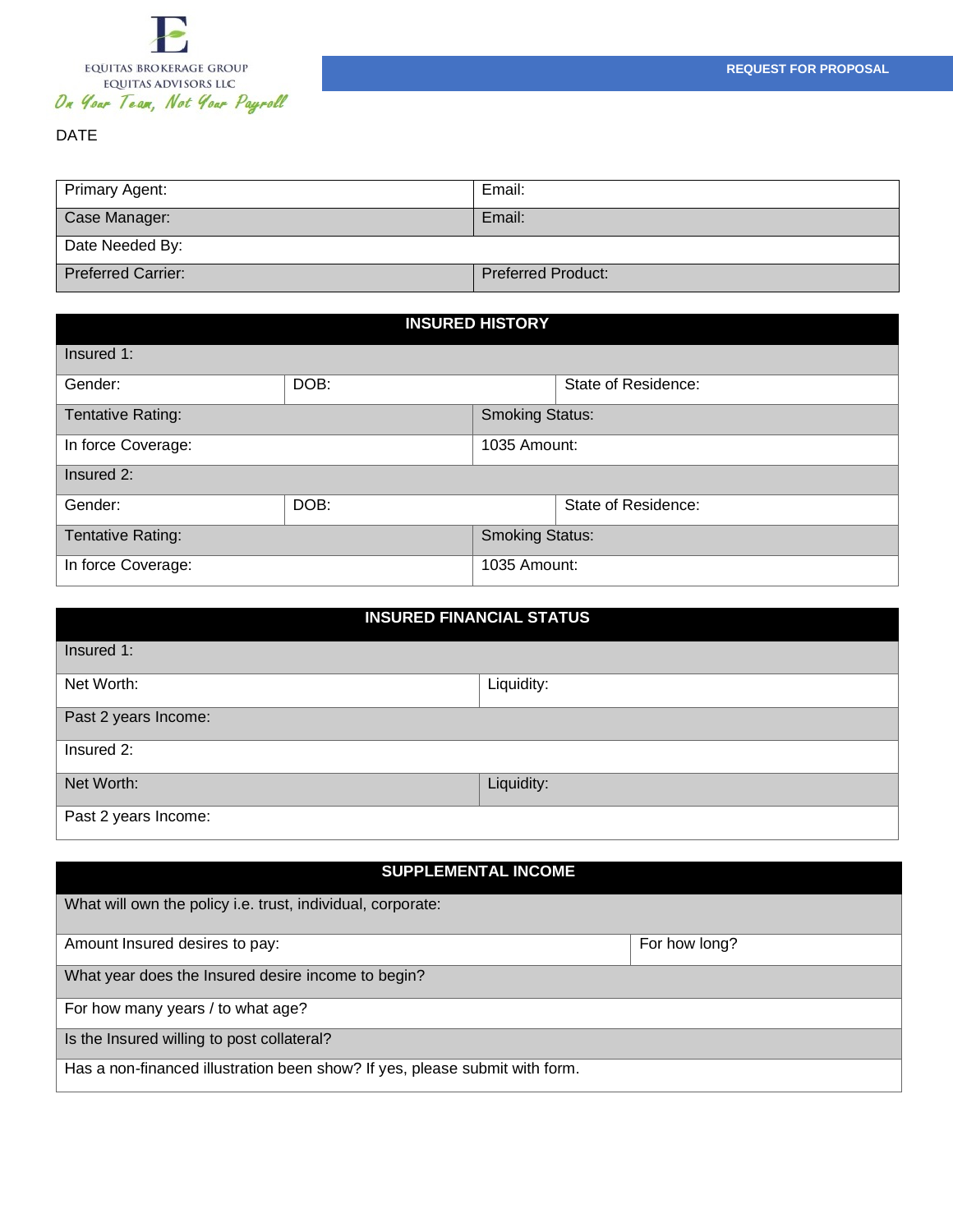EQUITAS BROKERAGE GROUP
EQUITAS ADVISORS LLC
*On Your Team, Not Your Payroll*

**REQUEST FOR PROPOSAL**

DATE

| Primary Agent: | Email: |
|---|---|
| Case Manager: | Email: |
| Date Needed By: | |
| Preferred Carrier: | Preferred Product: |

| INSURED HISTORY | | |
|---|---|---|
| Insured 1: | | |
| Gender: | DOB: | State of Residence: |
| Tentative Rating: | Smoking Status: | |
| In force Coverage: | 1035 Amount: | |
| Insured 2: | | |
| Gender: | DOB: | State of Residence: |
| Tentative Rating: | Smoking Status: | |
| In force Coverage: | 1035 Amount: | |

| INSURED FINANCIAL STATUS | |
|---|---|
| Insured 1: | |
| Net Worth: | Liquidity: |
| Past 2 years Income: | |
| Insured 2: | |
| Net Worth: | Liquidity: |
| Past 2 years Income: | |

| SUPPLEMENTAL INCOME | |
|---|---|
| What will own the policy i.e. trust, individual, corporate: | |
| Amount Insured desires to pay: | For how long? |
| What year does the Insured desire income to begin? | |
| For how many years / to what age? | |
| Is the Insured willing to post collateral? | |
| Has a non-financed illustration been show? If yes, please submit with form. | |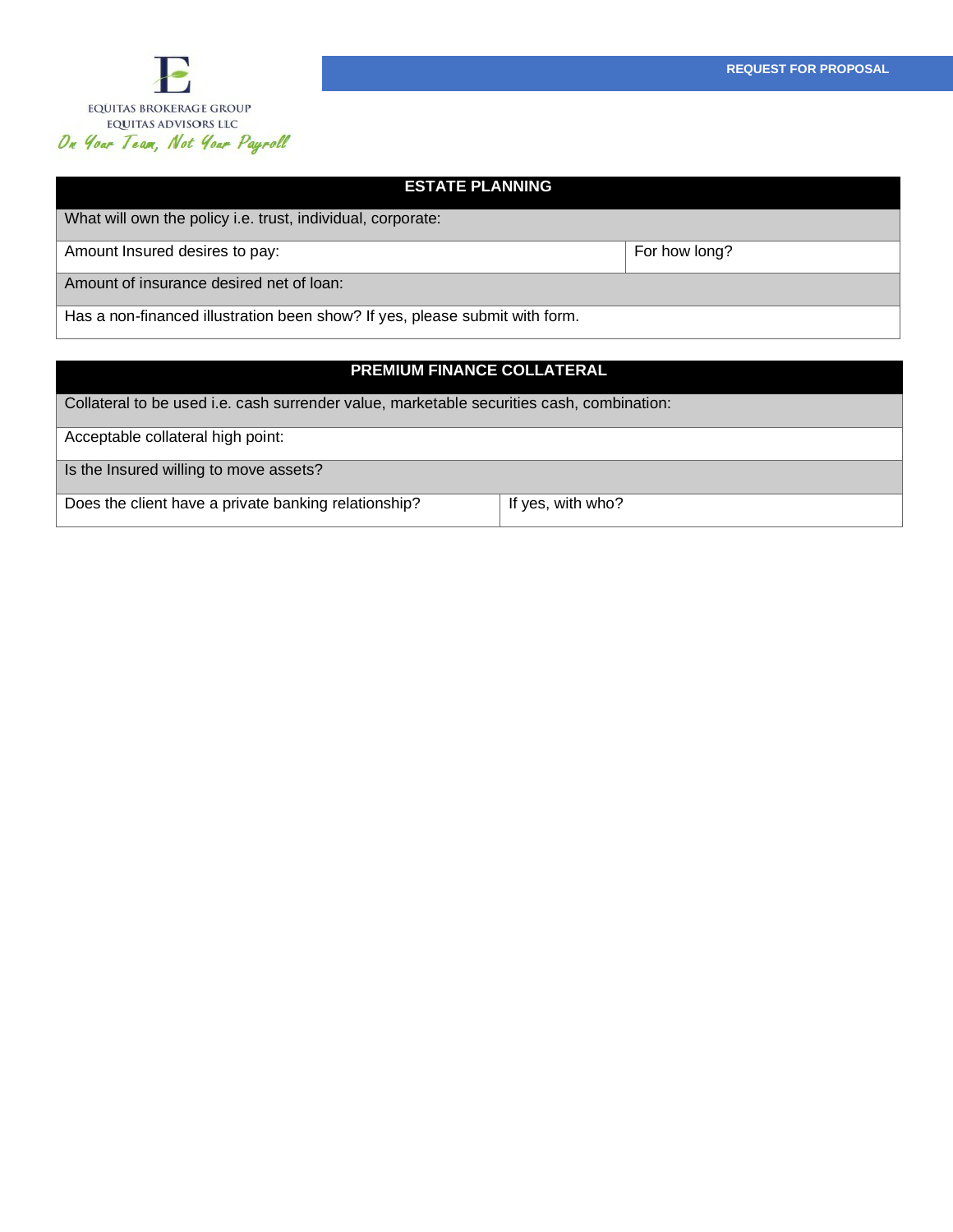EQUITAS BROKERAGE GROUP
EQUITAS ADVISORS LLC
*On Your Team, Not Your Payroll*

**REQUEST FOR PROPOSAL**

| ESTATE PLANNING | |
|---|---|
| What will own the policy i.e. trust, individual, corporate: | |
| Amount Insured desires to pay: | For how long? |
| Amount of insurance desired net of loan: | |
| Has a non-financed illustration been show? If yes, please submit with form. | |

| PREMIUM FINANCE COLLATERAL | |
|---|---|
| Collateral to be used i.e. cash surrender value, marketable securities cash, combination: | |
| Acceptable collateral high point: | |
| Is the Insured willing to move assets? | |
| Does the client have a private banking relationship? | If yes, with who? |